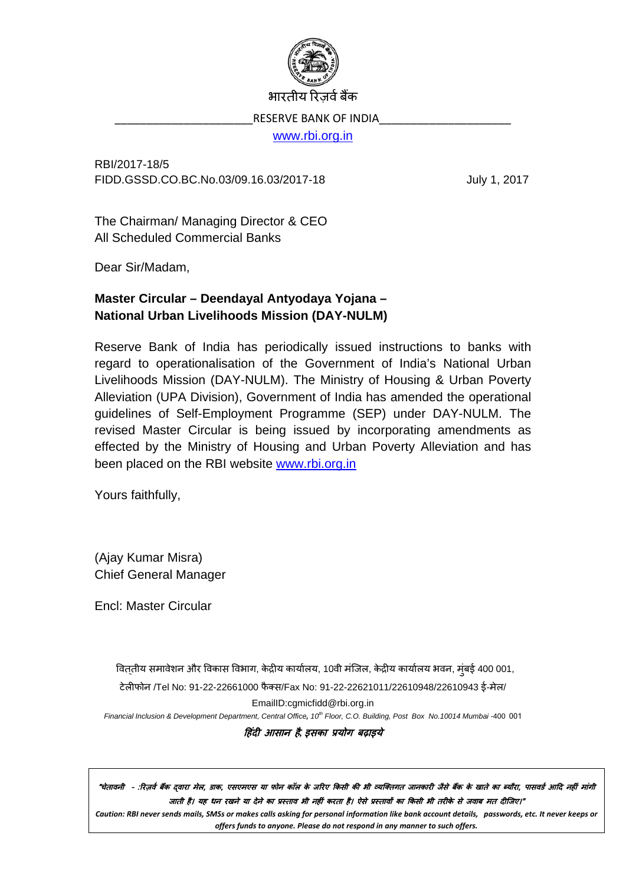भारतीय रिज़र्व बैंक

RESERVE BANK OF INDIA

www.rbi.org.in

RBI/2017-18/5

FIDD.GSSD.CO.BC.No.03/09.16.03/2017-18 July 1, 2017

The Chairman/ Managing Director & CEO
All Scheduled Commercial Banks

Dear Sir/Madam,

**Master Circular – Deendayal Antyodaya Yojana – National Urban Livelihoods Mission (DAY-NULM)**

Reserve Bank of India has periodically issued instructions to banks with regard to operationalisation of the Government of India's National Urban Livelihoods Mission (DAY-NULM). The Ministry of Housing & Urban Poverty Alleviation (UPA Division), Government of India has amended the operational guidelines of Self-Employment Programme (SEP) under DAY-NULM. The revised Master Circular is being issued by incorporating amendments as effected by the Ministry of Housing and Urban Poverty Alleviation and has been placed on the RBI website www.rbi.org.in

Yours faithfully,

(Ajay Kumar Misra)
Chief General Manager

Encl: Master Circular

वित्तीय समावेशन और विकास विभाग, केंद्रीय कार्यालय, 10वी मंजिल, केंद्रीय कार्यालय भवन, मुंबई 400 001,
टेलीफोन /Tel No: 91-22-22661000 फैक्स/Fax No: 91-22-22621011/22610948/22610943 ई-मेल/
EmailID:cgmicfidd@rbi.org.in
*Financial Inclusion & Development Department, Central Office, 10th Floor, C.O. Building, Post Box No.10014 Mumbai -400 001*

***हिंदी आसान है, इसका प्रयोग बढ़ाइये***

***"चेतावनी - :रिज़र्व बैंक द्वारा मेल, डाक, एसएमएस या फोन कॉल के जरिए किसी की भी व्यक्तिगत जानकारी जैसे बैंक के खाते का ब्यौरा, पासवर्ड आदि नहीं मांगी जाती है। यह धन रखने या देने का प्रस्ताव भी नहीं करता है। ऐसे प्रस्तावों का किसी भी तरीके से जवाब मत दीजिए।"***

***Caution: RBI never sends mails, SMSs or makes calls asking for personal information like bank account details, passwords, etc. It never keeps or offers funds to anyone. Please do not respond in any manner to such offers.***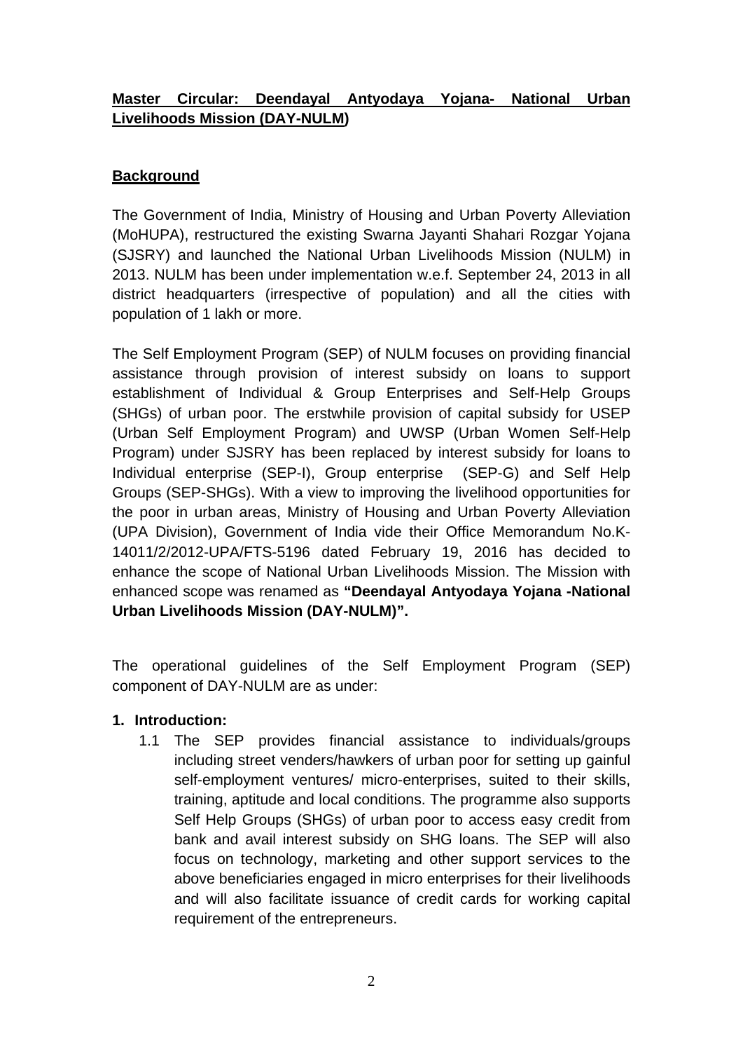**Master Circular: Deendayal Antyodaya Yojana- National Urban Livelihoods Mission (DAY-NULM)**

**Background**

The Government of India, Ministry of Housing and Urban Poverty Alleviation (MoHUPA), restructured the existing Swarna Jayanti Shahari Rozgar Yojana (SJSRY) and launched the National Urban Livelihoods Mission (NULM) in 2013. NULM has been under implementation w.e.f. September 24, 2013 in all district headquarters (irrespective of population) and all the cities with population of 1 lakh or more.

The Self Employment Program (SEP) of NULM focuses on providing financial assistance through provision of interest subsidy on loans to support establishment of Individual & Group Enterprises and Self-Help Groups (SHGs) of urban poor. The erstwhile provision of capital subsidy for USEP (Urban Self Employment Program) and UWSP (Urban Women Self-Help Program) under SJSRY has been replaced by interest subsidy for loans to Individual enterprise (SEP-I), Group enterprise (SEP-G) and Self Help Groups (SEP-SHGs). With a view to improving the livelihood opportunities for the poor in urban areas, Ministry of Housing and Urban Poverty Alleviation (UPA Division), Government of India vide their Office Memorandum No.K-14011/2/2012-UPA/FTS-5196 dated February 19, 2016 has decided to enhance the scope of National Urban Livelihoods Mission. The Mission with enhanced scope was renamed as **"Deendayal Antyodaya Yojana -National Urban Livelihoods Mission (DAY-NULM)".**

The operational guidelines of the Self Employment Program (SEP) component of DAY-NULM are as under:

**1. Introduction:**

1.1 The SEP provides financial assistance to individuals/groups including street venders/hawkers of urban poor for setting up gainful self-employment ventures/ micro-enterprises, suited to their skills, training, aptitude and local conditions. The programme also supports Self Help Groups (SHGs) of urban poor to access easy credit from bank and avail interest subsidy on SHG loans. The SEP will also focus on technology, marketing and other support services to the above beneficiaries engaged in micro enterprises for their livelihoods and will also facilitate issuance of credit cards for working capital requirement of the entrepreneurs.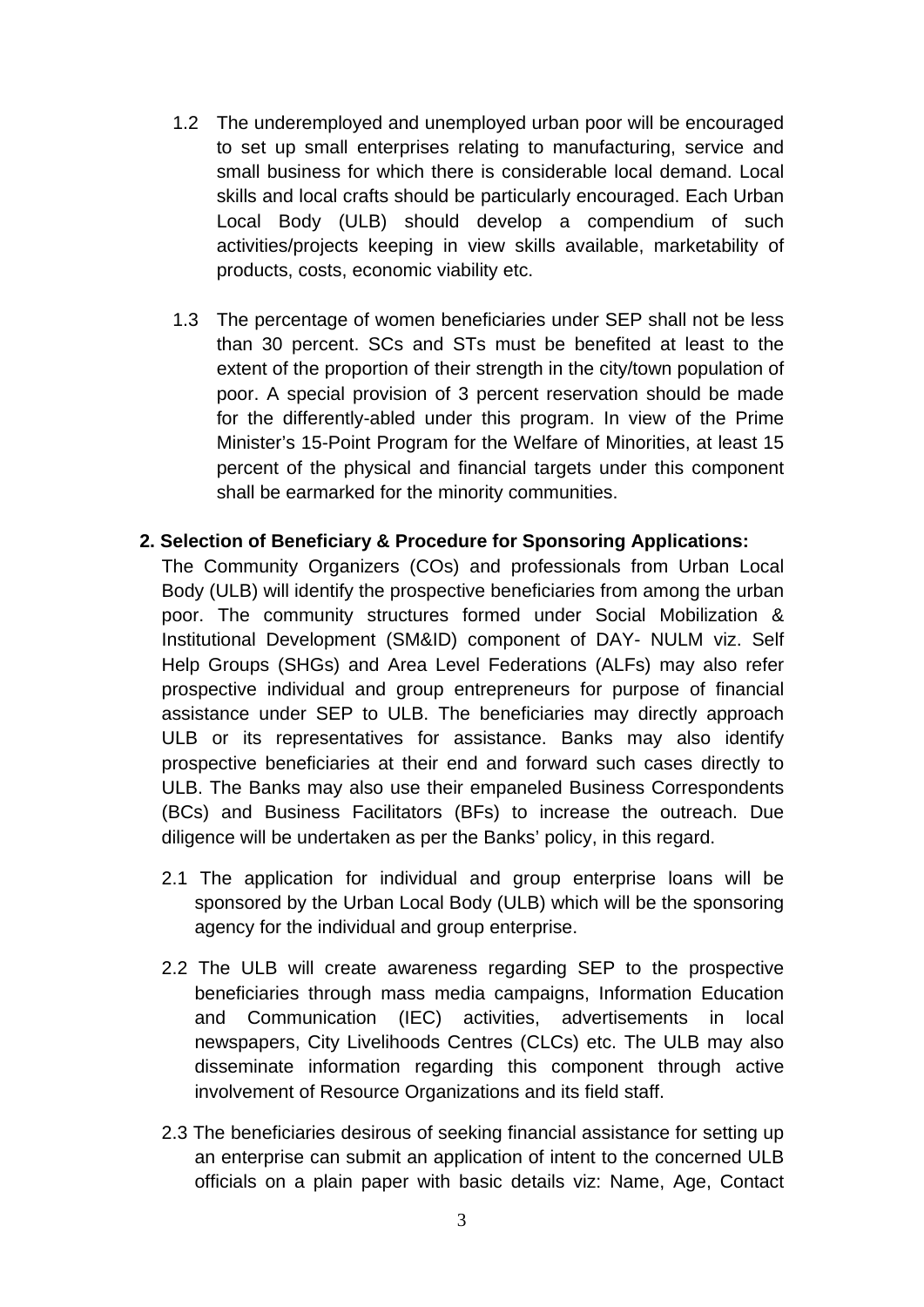1.2 The underemployed and unemployed urban poor will be encouraged to set up small enterprises relating to manufacturing, service and small business for which there is considerable local demand. Local skills and local crafts should be particularly encouraged. Each Urban Local Body (ULB) should develop a compendium of such activities/projects keeping in view skills available, marketability of products, costs, economic viability etc.

1.3 The percentage of women beneficiaries under SEP shall not be less than 30 percent. SCs and STs must be benefited at least to the extent of the proportion of their strength in the city/town population of poor. A special provision of 3 percent reservation should be made for the differently-abled under this program. In view of the Prime Minister's 15-Point Program for the Welfare of Minorities, at least 15 percent of the physical and financial targets under this component shall be earmarked for the minority communities.

**2. Selection of Beneficiary & Procedure for Sponsoring Applications:**

The Community Organizers (COs) and professionals from Urban Local Body (ULB) will identify the prospective beneficiaries from among the urban poor. The community structures formed under Social Mobilization & Institutional Development (SM&ID) component of DAY- NULM viz. Self Help Groups (SHGs) and Area Level Federations (ALFs) may also refer prospective individual and group entrepreneurs for purpose of financial assistance under SEP to ULB. The beneficiaries may directly approach ULB or its representatives for assistance. Banks may also identify prospective beneficiaries at their end and forward such cases directly to ULB. The Banks may also use their empaneled Business Correspondents (BCs) and Business Facilitators (BFs) to increase the outreach. Due diligence will be undertaken as per the Banks' policy, in this regard.

2.1 The application for individual and group enterprise loans will be sponsored by the Urban Local Body (ULB) which will be the sponsoring agency for the individual and group enterprise.

2.2 The ULB will create awareness regarding SEP to the prospective beneficiaries through mass media campaigns, Information Education and Communication (IEC) activities, advertisements in local newspapers, City Livelihoods Centres (CLCs) etc. The ULB may also disseminate information regarding this component through active involvement of Resource Organizations and its field staff.

2.3 The beneficiaries desirous of seeking financial assistance for setting up an enterprise can submit an application of intent to the concerned ULB officials on a plain paper with basic details viz: Name, Age, Contact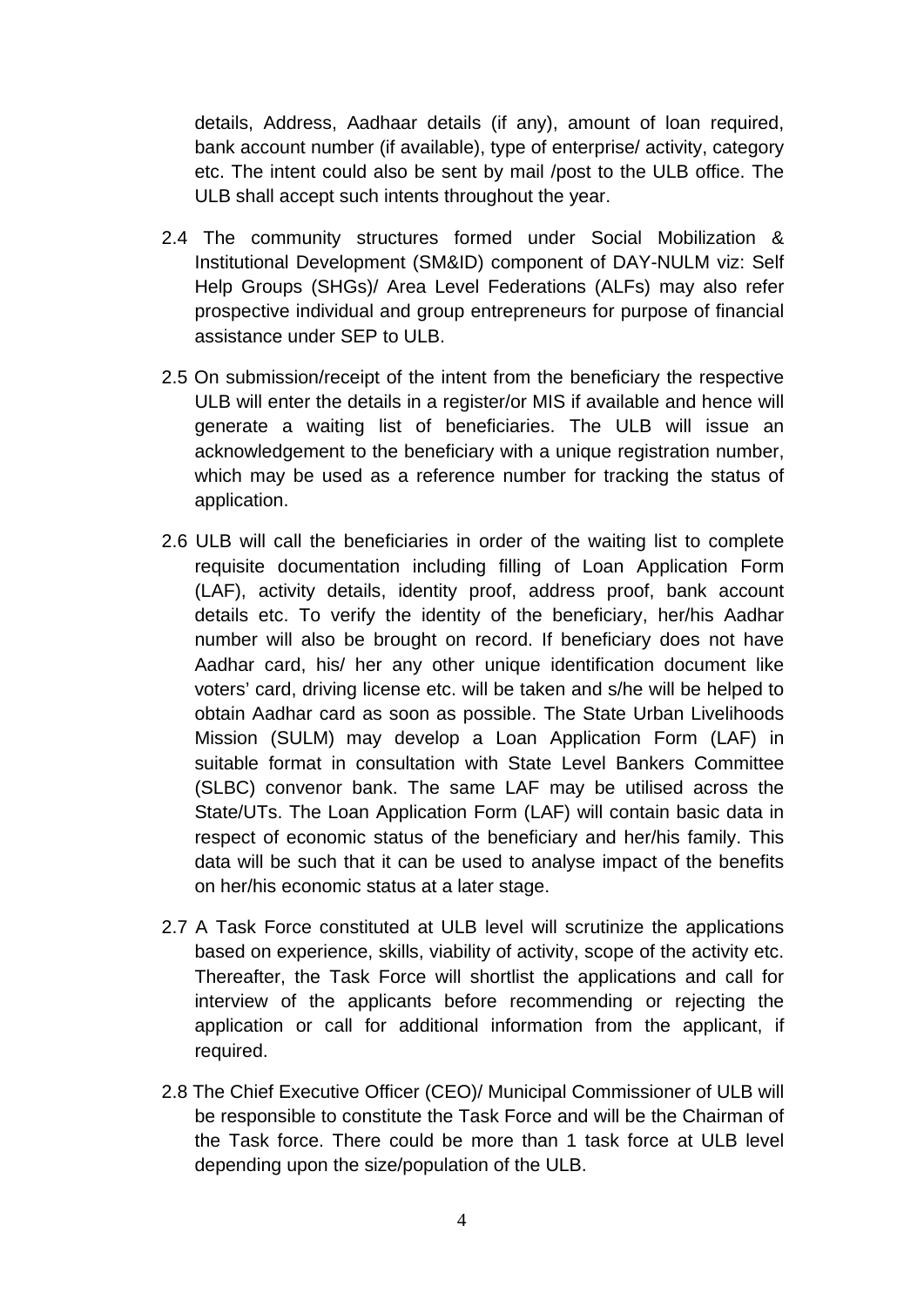details, Address, Aadhaar details (if any), amount of loan required, bank account number (if available), type of enterprise/ activity, category etc. The intent could also be sent by mail /post to the ULB office. The ULB shall accept such intents throughout the year.

2.4 The community structures formed under Social Mobilization & Institutional Development (SM&ID) component of DAY-NULM viz: Self Help Groups (SHGs)/ Area Level Federations (ALFs) may also refer prospective individual and group entrepreneurs for purpose of financial assistance under SEP to ULB.

2.5 On submission/receipt of the intent from the beneficiary the respective ULB will enter the details in a register/or MIS if available and hence will generate a waiting list of beneficiaries. The ULB will issue an acknowledgement to the beneficiary with a unique registration number, which may be used as a reference number for tracking the status of application.

2.6 ULB will call the beneficiaries in order of the waiting list to complete requisite documentation including filling of Loan Application Form (LAF), activity details, identity proof, address proof, bank account details etc. To verify the identity of the beneficiary, her/his Aadhar number will also be brought on record. If beneficiary does not have Aadhar card, his/ her any other unique identification document like voters' card, driving license etc. will be taken and s/he will be helped to obtain Aadhar card as soon as possible. The State Urban Livelihoods Mission (SULM) may develop a Loan Application Form (LAF) in suitable format in consultation with State Level Bankers Committee (SLBC) convenor bank. The same LAF may be utilised across the State/UTs. The Loan Application Form (LAF) will contain basic data in respect of economic status of the beneficiary and her/his family. This data will be such that it can be used to analyse impact of the benefits on her/his economic status at a later stage.

2.7 A Task Force constituted at ULB level will scrutinize the applications based on experience, skills, viability of activity, scope of the activity etc. Thereafter, the Task Force will shortlist the applications and call for interview of the applicants before recommending or rejecting the application or call for additional information from the applicant, if required.

2.8 The Chief Executive Officer (CEO)/ Municipal Commissioner of ULB will be responsible to constitute the Task Force and will be the Chairman of the Task force. There could be more than 1 task force at ULB level depending upon the size/population of the ULB.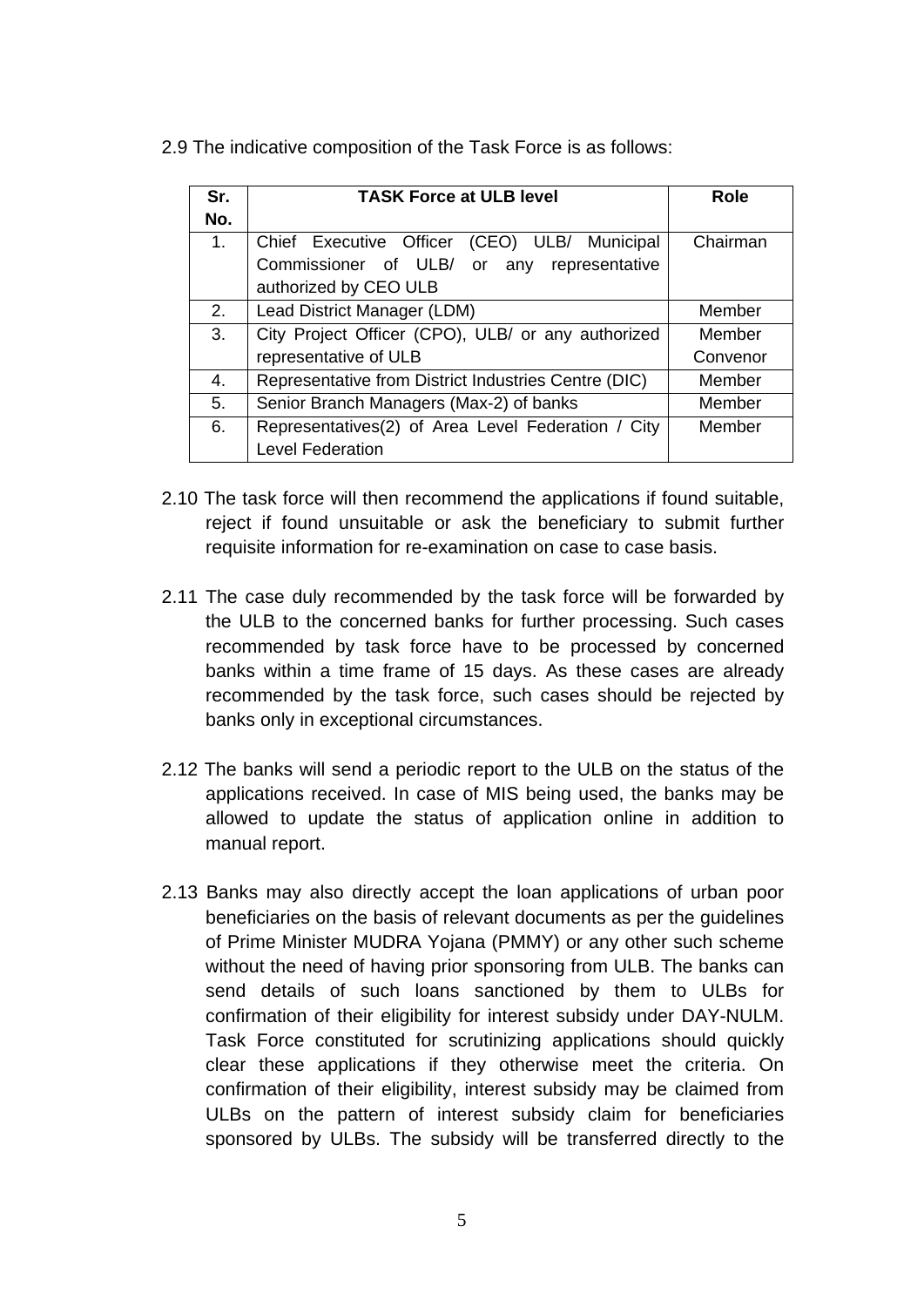2.9 The indicative composition of the Task Force is as follows:

| Sr. No. | TASK Force at ULB level | Role |
|---|---|---|
| 1. | Chief Executive Officer (CEO) ULB/ Municipal Commissioner of ULB/ or any representative authorized by CEO ULB | Chairman |
| 2. | Lead District Manager (LDM) | Member |
| 3. | City Project Officer (CPO), ULB/ or any authorized representative of ULB | Member Convenor |
| 4. | Representative from District Industries Centre (DIC) | Member |
| 5. | Senior Branch Managers (Max-2) of banks | Member |
| 6. | Representatives(2) of Area Level Federation / City Level Federation | Member |

2.10 The task force will then recommend the applications if found suitable, reject if found unsuitable or ask the beneficiary to submit further requisite information for re-examination on case to case basis.

2.11 The case duly recommended by the task force will be forwarded by the ULB to the concerned banks for further processing. Such cases recommended by task force have to be processed by concerned banks within a time frame of 15 days. As these cases are already recommended by the task force, such cases should be rejected by banks only in exceptional circumstances.

2.12 The banks will send a periodic report to the ULB on the status of the applications received. In case of MIS being used, the banks may be allowed to update the status of application online in addition to manual report.

2.13 Banks may also directly accept the loan applications of urban poor beneficiaries on the basis of relevant documents as per the guidelines of Prime Minister MUDRA Yojana (PMMY) or any other such scheme without the need of having prior sponsoring from ULB. The banks can send details of such loans sanctioned by them to ULBs for confirmation of their eligibility for interest subsidy under DAY-NULM. Task Force constituted for scrutinizing applications should quickly clear these applications if they otherwise meet the criteria. On confirmation of their eligibility, interest subsidy may be claimed from ULBs on the pattern of interest subsidy claim for beneficiaries sponsored by ULBs. The subsidy will be transferred directly to the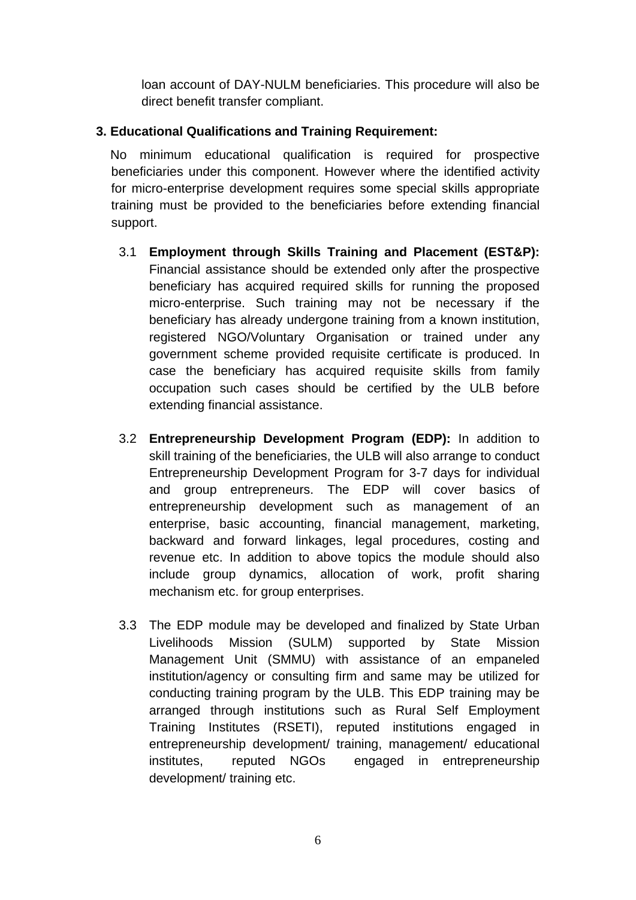loan account of DAY-NULM beneficiaries. This procedure will also be direct benefit transfer compliant.

**3. Educational Qualifications and Training Requirement:**

No minimum educational qualification is required for prospective beneficiaries under this component. However where the identified activity for micro-enterprise development requires some special skills appropriate training must be provided to the beneficiaries before extending financial support.

3.1 **Employment through Skills Training and Placement (EST&P):** Financial assistance should be extended only after the prospective beneficiary has acquired required skills for running the proposed micro-enterprise. Such training may not be necessary if the beneficiary has already undergone training from a known institution, registered NGO/Voluntary Organisation or trained under any government scheme provided requisite certificate is produced. In case the beneficiary has acquired requisite skills from family occupation such cases should be certified by the ULB before extending financial assistance.

3.2 **Entrepreneurship Development Program (EDP):** In addition to skill training of the beneficiaries, the ULB will also arrange to conduct Entrepreneurship Development Program for 3-7 days for individual and group entrepreneurs. The EDP will cover basics of entrepreneurship development such as management of an enterprise, basic accounting, financial management, marketing, backward and forward linkages, legal procedures, costing and revenue etc. In addition to above topics the module should also include group dynamics, allocation of work, profit sharing mechanism etc. for group enterprises.

3.3 The EDP module may be developed and finalized by State Urban Livelihoods Mission (SULM) supported by State Mission Management Unit (SMMU) with assistance of an empaneled institution/agency or consulting firm and same may be utilized for conducting training program by the ULB. This EDP training may be arranged through institutions such as Rural Self Employment Training Institutes (RSETI), reputed institutions engaged in entrepreneurship development/ training, management/ educational institutes, reputed NGOs engaged in entrepreneurship development/ training etc.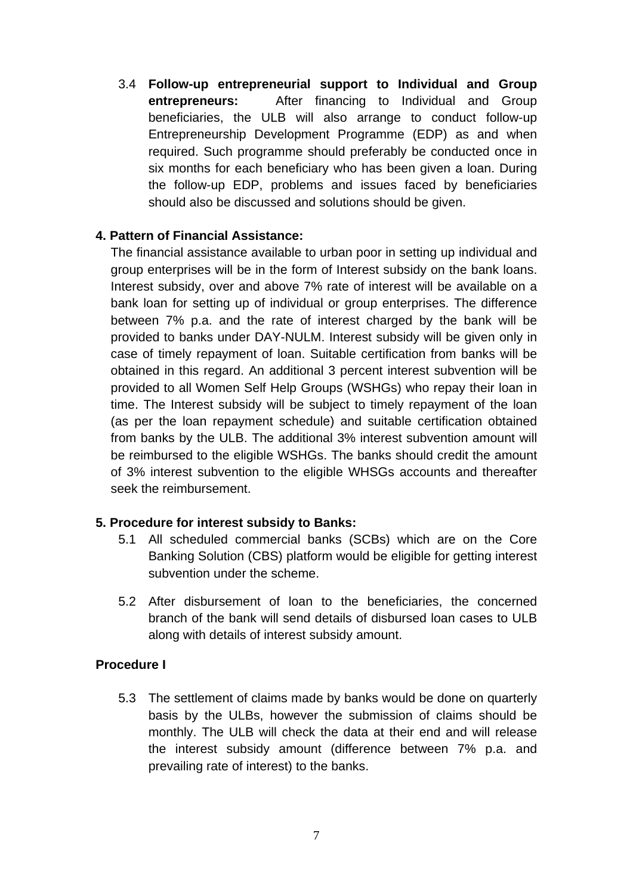3.4 **Follow-up entrepreneurial support to Individual and Group entrepreneurs:** After financing to Individual and Group beneficiaries, the ULB will also arrange to conduct follow-up Entrepreneurship Development Programme (EDP) as and when required. Such programme should preferably be conducted once in six months for each beneficiary who has been given a loan. During the follow-up EDP, problems and issues faced by beneficiaries should also be discussed and solutions should be given.

**4. Pattern of Financial Assistance:**

The financial assistance available to urban poor in setting up individual and group enterprises will be in the form of Interest subsidy on the bank loans. Interest subsidy, over and above 7% rate of interest will be available on a bank loan for setting up of individual or group enterprises. The difference between 7% p.a. and the rate of interest charged by the bank will be provided to banks under DAY-NULM. Interest subsidy will be given only in case of timely repayment of loan. Suitable certification from banks will be obtained in this regard. An additional 3 percent interest subvention will be provided to all Women Self Help Groups (WSHGs) who repay their loan in time. The Interest subsidy will be subject to timely repayment of the loan (as per the loan repayment schedule) and suitable certification obtained from banks by the ULB. The additional 3% interest subvention amount will be reimbursed to the eligible WSHGs. The banks should credit the amount of 3% interest subvention to the eligible WHSGs accounts and thereafter seek the reimbursement.

**5. Procedure for interest subsidy to Banks:**

5.1 All scheduled commercial banks (SCBs) which are on the Core Banking Solution (CBS) platform would be eligible for getting interest subvention under the scheme.

5.2 After disbursement of loan to the beneficiaries, the concerned branch of the bank will send details of disbursed loan cases to ULB along with details of interest subsidy amount.

**Procedure I**

5.3 The settlement of claims made by banks would be done on quarterly basis by the ULBs, however the submission of claims should be monthly. The ULB will check the data at their end and will release the interest subsidy amount (difference between 7% p.a. and prevailing rate of interest) to the banks.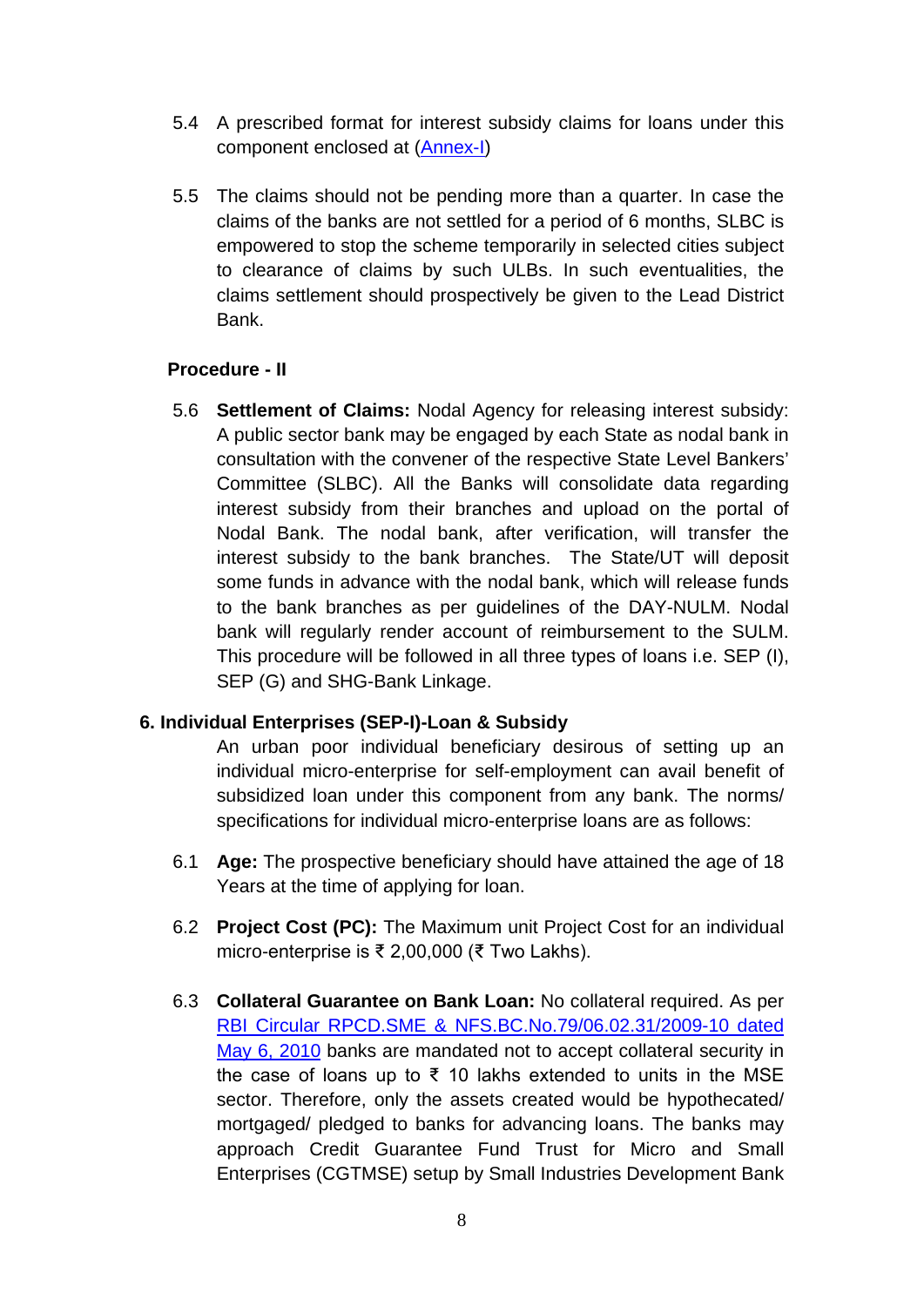5.4 A prescribed format for interest subsidy claims for loans under this component enclosed at (Annex-I)

5.5 The claims should not be pending more than a quarter. In case the claims of the banks are not settled for a period of 6 months, SLBC is empowered to stop the scheme temporarily in selected cities subject to clearance of claims by such ULBs. In such eventualities, the claims settlement should prospectively be given to the Lead District Bank.

**Procedure - II**

5.6 **Settlement of Claims:** Nodal Agency for releasing interest subsidy: A public sector bank may be engaged by each State as nodal bank in consultation with the convener of the respective State Level Bankers' Committee (SLBC). All the Banks will consolidate data regarding interest subsidy from their branches and upload on the portal of Nodal Bank. The nodal bank, after verification, will transfer the interest subsidy to the bank branches. The State/UT will deposit some funds in advance with the nodal bank, which will release funds to the bank branches as per guidelines of the DAY-NULM. Nodal bank will regularly render account of reimbursement to the SULM. This procedure will be followed in all three types of loans i.e. SEP (I), SEP (G) and SHG-Bank Linkage.

## 6. Individual Enterprises (SEP-I)-Loan & Subsidy

An urban poor individual beneficiary desirous of setting up an individual micro-enterprise for self-employment can avail benefit of subsidized loan under this component from any bank. The norms/ specifications for individual micro-enterprise loans are as follows:

6.1 **Age:** The prospective beneficiary should have attained the age of 18 Years at the time of applying for loan.

6.2 **Project Cost (PC):** The Maximum unit Project Cost for an individual micro-enterprise is ₹ 2,00,000 (₹ Two Lakhs).

6.3 **Collateral Guarantee on Bank Loan:** No collateral required. As per RBI Circular RPCD.SME & NFS.BC.No.79/06.02.31/2009-10 dated May 6, 2010 banks are mandated not to accept collateral security in the case of loans up to ₹ 10 lakhs extended to units in the MSE sector. Therefore, only the assets created would be hypothecated/ mortgaged/ pledged to banks for advancing loans. The banks may approach Credit Guarantee Fund Trust for Micro and Small Enterprises (CGTMSE) setup by Small Industries Development Bank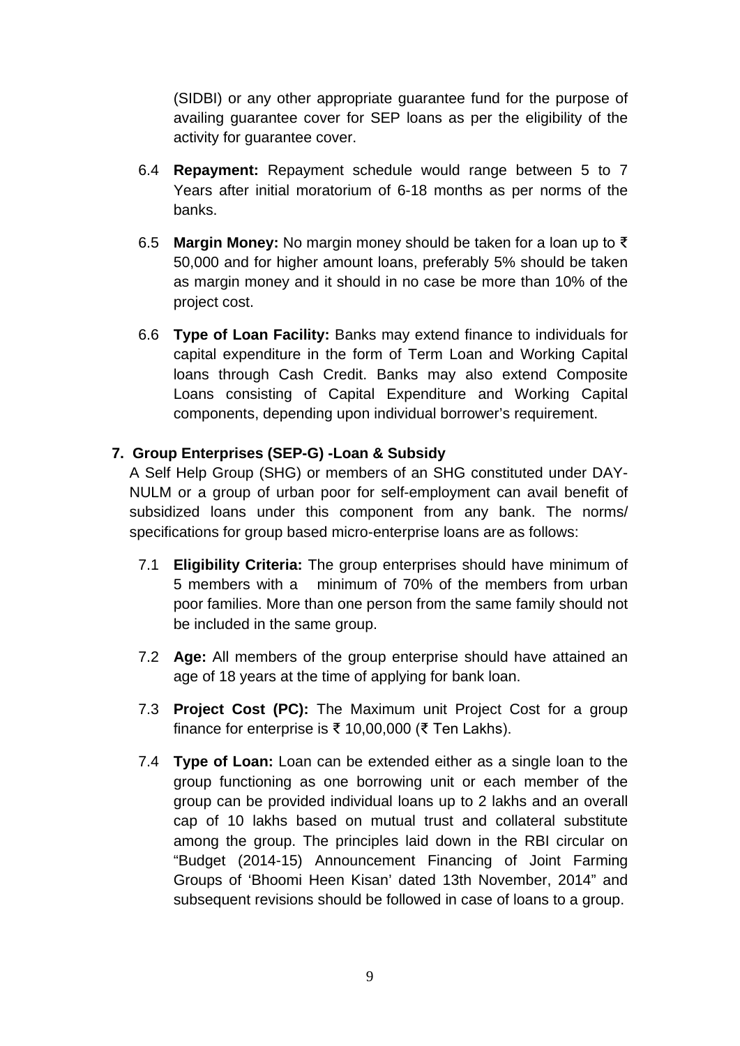(SIDBI) or any other appropriate guarantee fund for the purpose of availing guarantee cover for SEP loans as per the eligibility of the activity for guarantee cover.

6.4 **Repayment:** Repayment schedule would range between 5 to 7 Years after initial moratorium of 6-18 months as per norms of the banks.

6.5 **Margin Money:** No margin money should be taken for a loan up to ₹ 50,000 and for higher amount loans, preferably 5% should be taken as margin money and it should in no case be more than 10% of the project cost.

6.6 **Type of Loan Facility:** Banks may extend finance to individuals for capital expenditure in the form of Term Loan and Working Capital loans through Cash Credit. Banks may also extend Composite Loans consisting of Capital Expenditure and Working Capital components, depending upon individual borrower's requirement.

## 7. Group Enterprises (SEP-G) -Loan & Subsidy

A Self Help Group (SHG) or members of an SHG constituted under DAY-NULM or a group of urban poor for self-employment can avail benefit of subsidized loans under this component from any bank. The norms/ specifications for group based micro-enterprise loans are as follows:

7.1 **Eligibility Criteria:** The group enterprises should have minimum of 5 members with a minimum of 70% of the members from urban poor families. More than one person from the same family should not be included in the same group.

7.2 **Age:** All members of the group enterprise should have attained an age of 18 years at the time of applying for bank loan.

7.3 **Project Cost (PC):** The Maximum unit Project Cost for a group finance for enterprise is ₹ 10,00,000 (₹ Ten Lakhs).

7.4 **Type of Loan:** Loan can be extended either as a single loan to the group functioning as one borrowing unit or each member of the group can be provided individual loans up to 2 lakhs and an overall cap of 10 lakhs based on mutual trust and collateral substitute among the group. The principles laid down in the RBI circular on "Budget (2014-15) Announcement Financing of Joint Farming Groups of 'Bhoomi Heen Kisan' dated 13th November, 2014" and subsequent revisions should be followed in case of loans to a group.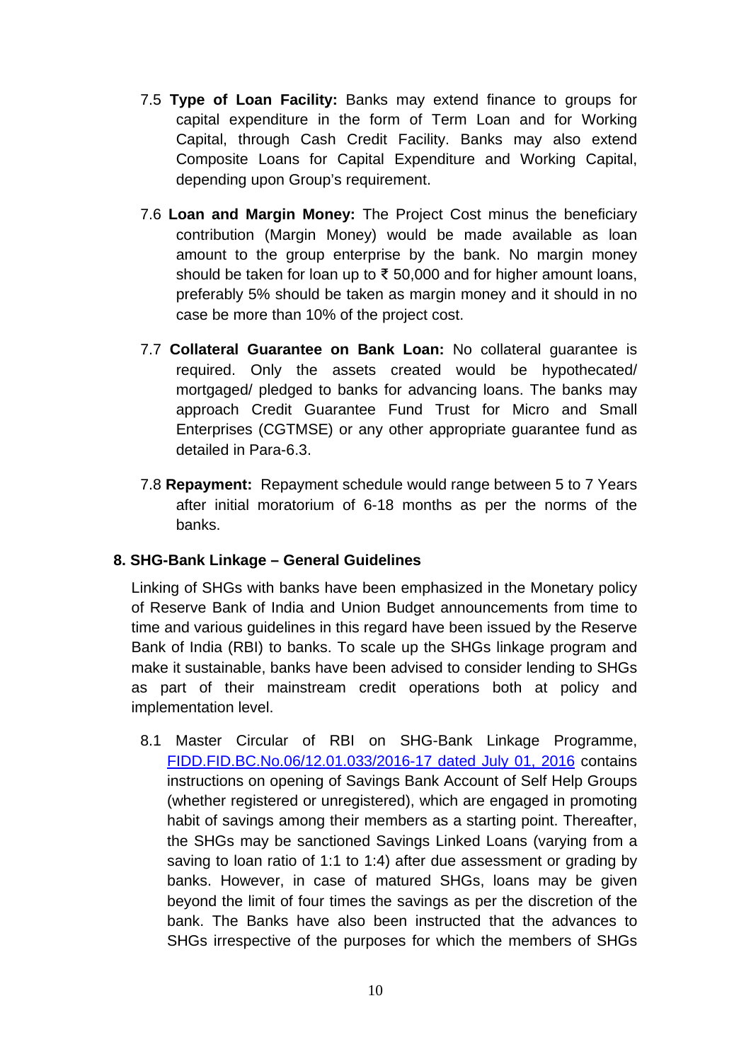7.5 **Type of Loan Facility:** Banks may extend finance to groups for capital expenditure in the form of Term Loan and for Working Capital, through Cash Credit Facility. Banks may also extend Composite Loans for Capital Expenditure and Working Capital, depending upon Group's requirement.

7.6 **Loan and Margin Money:** The Project Cost minus the beneficiary contribution (Margin Money) would be made available as loan amount to the group enterprise by the bank. No margin money should be taken for loan up to ₹ 50,000 and for higher amount loans, preferably 5% should be taken as margin money and it should in no case be more than 10% of the project cost.

7.7 **Collateral Guarantee on Bank Loan:** No collateral guarantee is required. Only the assets created would be hypothecated/ mortgaged/ pledged to banks for advancing loans. The banks may approach Credit Guarantee Fund Trust for Micro and Small Enterprises (CGTMSE) or any other appropriate guarantee fund as detailed in Para-6.3.

7.8 **Repayment:** Repayment schedule would range between 5 to 7 Years after initial moratorium of 6-18 months as per the norms of the banks.

## 8. SHG-Bank Linkage – General Guidelines

Linking of SHGs with banks have been emphasized in the Monetary policy of Reserve Bank of India and Union Budget announcements from time to time and various guidelines in this regard have been issued by the Reserve Bank of India (RBI) to banks. To scale up the SHGs linkage program and make it sustainable, banks have been advised to consider lending to SHGs as part of their mainstream credit operations both at policy and implementation level.

8.1 Master Circular of RBI on SHG-Bank Linkage Programme, FIDD.FID.BC.No.06/12.01.033/2016-17 dated July 01, 2016 contains instructions on opening of Savings Bank Account of Self Help Groups (whether registered or unregistered), which are engaged in promoting habit of savings among their members as a starting point. Thereafter, the SHGs may be sanctioned Savings Linked Loans (varying from a saving to loan ratio of 1:1 to 1:4) after due assessment or grading by banks. However, in case of matured SHGs, loans may be given beyond the limit of four times the savings as per the discretion of the bank. The Banks have also been instructed that the advances to SHGs irrespective of the purposes for which the members of SHGs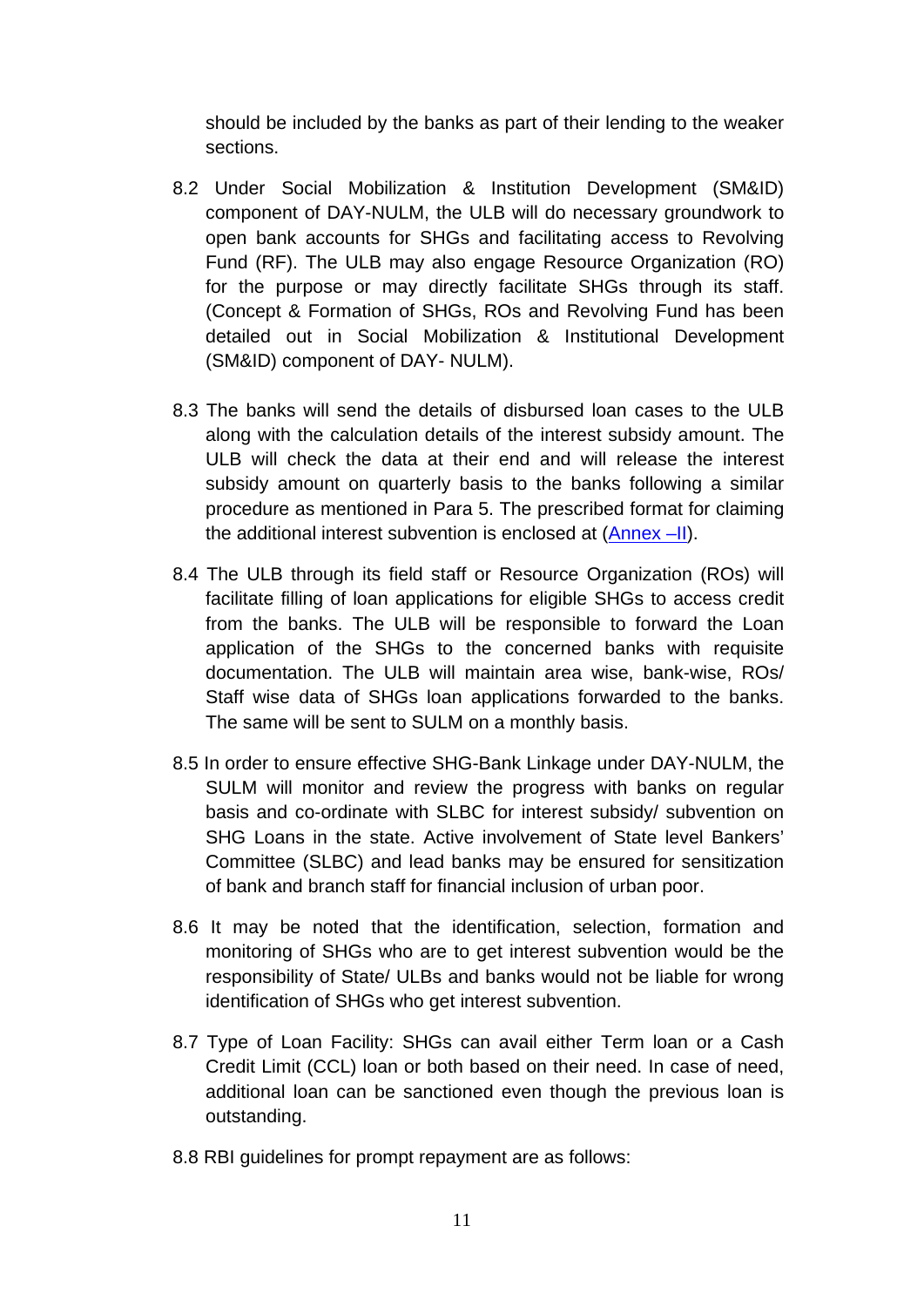should be included by the banks as part of their lending to the weaker sections.

8.2 Under Social Mobilization & Institution Development (SM&ID) component of DAY-NULM, the ULB will do necessary groundwork to open bank accounts for SHGs and facilitating access to Revolving Fund (RF). The ULB may also engage Resource Organization (RO) for the purpose or may directly facilitate SHGs through its staff. (Concept & Formation of SHGs, ROs and Revolving Fund has been detailed out in Social Mobilization & Institutional Development (SM&ID) component of DAY- NULM).

8.3 The banks will send the details of disbursed loan cases to the ULB along with the calculation details of the interest subsidy amount. The ULB will check the data at their end and will release the interest subsidy amount on quarterly basis to the banks following a similar procedure as mentioned in Para 5. The prescribed format for claiming the additional interest subvention is enclosed at (Annex –II).

8.4 The ULB through its field staff or Resource Organization (ROs) will facilitate filling of loan applications for eligible SHGs to access credit from the banks. The ULB will be responsible to forward the Loan application of the SHGs to the concerned banks with requisite documentation. The ULB will maintain area wise, bank-wise, ROs/ Staff wise data of SHGs loan applications forwarded to the banks. The same will be sent to SULM on a monthly basis.

8.5 In order to ensure effective SHG-Bank Linkage under DAY-NULM, the SULM will monitor and review the progress with banks on regular basis and co-ordinate with SLBC for interest subsidy/ subvention on SHG Loans in the state. Active involvement of State level Bankers' Committee (SLBC) and lead banks may be ensured for sensitization of bank and branch staff for financial inclusion of urban poor.

8.6 It may be noted that the identification, selection, formation and monitoring of SHGs who are to get interest subvention would be the responsibility of State/ ULBs and banks would not be liable for wrong identification of SHGs who get interest subvention.

8.7 Type of Loan Facility: SHGs can avail either Term loan or a Cash Credit Limit (CCL) loan or both based on their need. In case of need, additional loan can be sanctioned even though the previous loan is outstanding.

8.8 RBI guidelines for prompt repayment are as follows: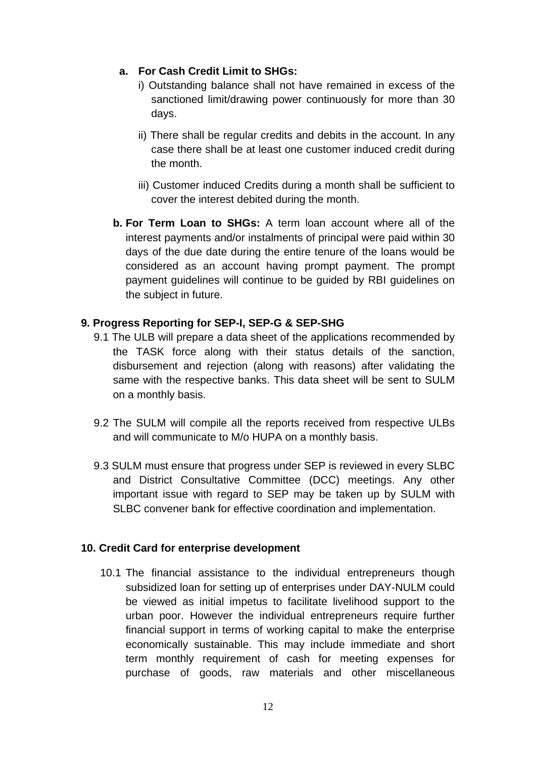**a. For Cash Credit Limit to SHGs:**

i) Outstanding balance shall not have remained in excess of the sanctioned limit/drawing power continuously for more than 30 days.

ii) There shall be regular credits and debits in the account. In any case there shall be at least one customer induced credit during the month.

iii) Customer induced Credits during a month shall be sufficient to cover the interest debited during the month.

**b. For Term Loan to SHGs:** A term loan account where all of the interest payments and/or instalments of principal were paid within 30 days of the due date during the entire tenure of the loans would be considered as an account having prompt payment. The prompt payment guidelines will continue to be guided by RBI guidelines on the subject in future.

**9. Progress Reporting for SEP-I, SEP-G & SEP-SHG**

9.1 The ULB will prepare a data sheet of the applications recommended by the TASK force along with their status details of the sanction, disbursement and rejection (along with reasons) after validating the same with the respective banks. This data sheet will be sent to SULM on a monthly basis.

9.2 The SULM will compile all the reports received from respective ULBs and will communicate to M/o HUPA on a monthly basis.

9.3 SULM must ensure that progress under SEP is reviewed in every SLBC and District Consultative Committee (DCC) meetings. Any other important issue with regard to SEP may be taken up by SULM with SLBC convener bank for effective coordination and implementation.

**10. Credit Card for enterprise development**

10.1 The financial assistance to the individual entrepreneurs though subsidized loan for setting up of enterprises under DAY-NULM could be viewed as initial impetus to facilitate livelihood support to the urban poor. However the individual entrepreneurs require further financial support in terms of working capital to make the enterprise economically sustainable. This may include immediate and short term monthly requirement of cash for meeting expenses for purchase of goods, raw materials and other miscellaneous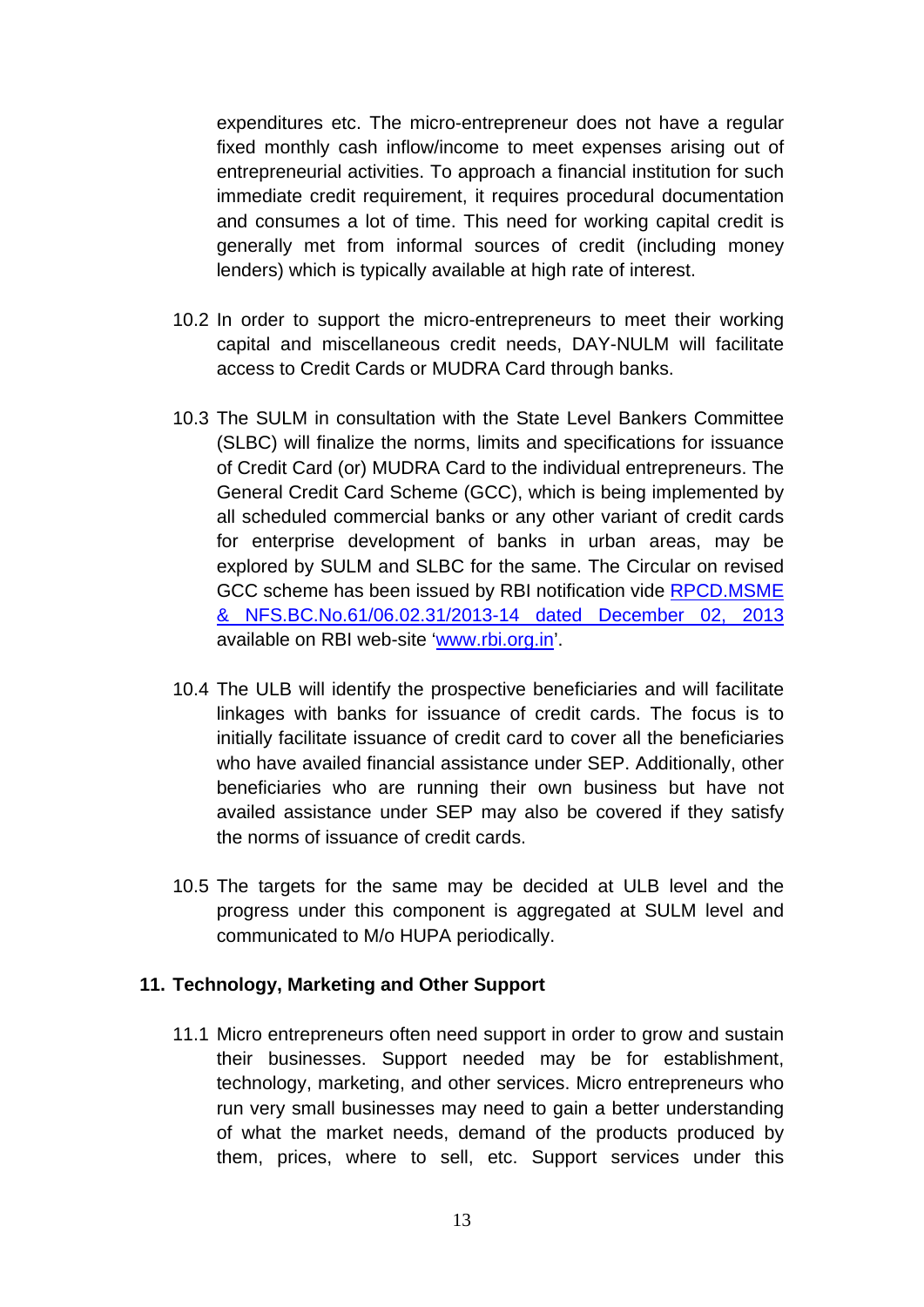expenditures etc. The micro-entrepreneur does not have a regular fixed monthly cash inflow/income to meet expenses arising out of entrepreneurial activities. To approach a financial institution for such immediate credit requirement, it requires procedural documentation and consumes a lot of time. This need for working capital credit is generally met from informal sources of credit (including money lenders) which is typically available at high rate of interest.

10.2 In order to support the micro-entrepreneurs to meet their working capital and miscellaneous credit needs, DAY-NULM will facilitate access to Credit Cards or MUDRA Card through banks.

10.3 The SULM in consultation with the State Level Bankers Committee (SLBC) will finalize the norms, limits and specifications for issuance of Credit Card (or) MUDRA Card to the individual entrepreneurs. The General Credit Card Scheme (GCC), which is being implemented by all scheduled commercial banks or any other variant of credit cards for enterprise development of banks in urban areas, may be explored by SULM and SLBC for the same. The Circular on revised GCC scheme has been issued by RBI notification vide [RPCD.MSME & NFS.BC.No.61/06.02.31/2013-14 dated December 02, 2013]() available on RBI web-site '[www.rbi.org.in](http://www.rbi.org.in)'.

10.4 The ULB will identify the prospective beneficiaries and will facilitate linkages with banks for issuance of credit cards. The focus is to initially facilitate issuance of credit card to cover all the beneficiaries who have availed financial assistance under SEP. Additionally, other beneficiaries who are running their own business but have not availed assistance under SEP may also be covered if they satisfy the norms of issuance of credit cards.

10.5 The targets for the same may be decided at ULB level and the progress under this component is aggregated at SULM level and communicated to M/o HUPA periodically.

## 11. Technology, Marketing and Other Support

11.1 Micro entrepreneurs often need support in order to grow and sustain their businesses. Support needed may be for establishment, technology, marketing, and other services. Micro entrepreneurs who run very small businesses may need to gain a better understanding of what the market needs, demand of the products produced by them, prices, where to sell, etc. Support services under this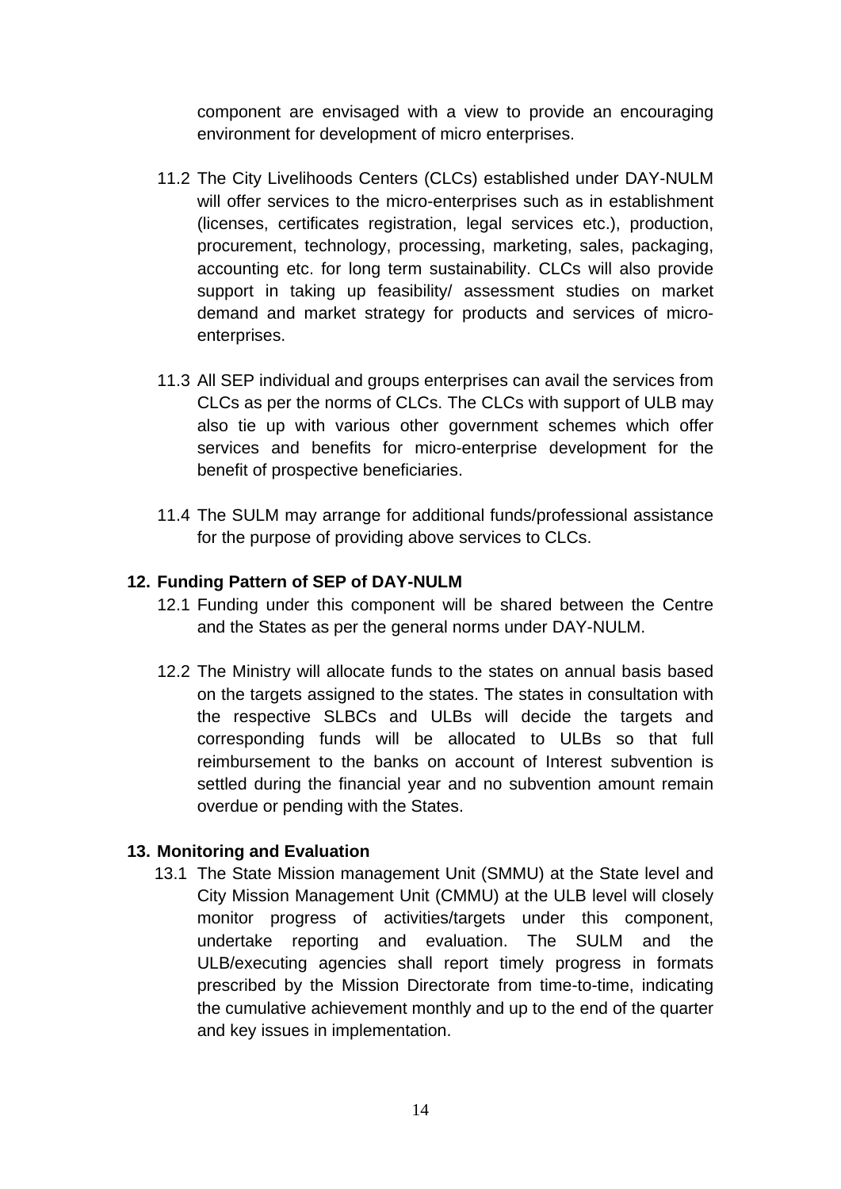component are envisaged with a view to provide an encouraging environment for development of micro enterprises.

11.2 The City Livelihoods Centers (CLCs) established under DAY-NULM will offer services to the micro-enterprises such as in establishment (licenses, certificates registration, legal services etc.), production, procurement, technology, processing, marketing, sales, packaging, accounting etc. for long term sustainability. CLCs will also provide support in taking up feasibility/ assessment studies on market demand and market strategy for products and services of micro-enterprises.

11.3 All SEP individual and groups enterprises can avail the services from CLCs as per the norms of CLCs. The CLCs with support of ULB may also tie up with various other government schemes which offer services and benefits for micro-enterprise development for the benefit of prospective beneficiaries.

11.4 The SULM may arrange for additional funds/professional assistance for the purpose of providing above services to CLCs.

## 12. Funding Pattern of SEP of DAY-NULM

12.1 Funding under this component will be shared between the Centre and the States as per the general norms under DAY-NULM.

12.2 The Ministry will allocate funds to the states on annual basis based on the targets assigned to the states. The states in consultation with the respective SLBCs and ULBs will decide the targets and corresponding funds will be allocated to ULBs so that full reimbursement to the banks on account of Interest subvention is settled during the financial year and no subvention amount remain overdue or pending with the States.

## 13. Monitoring and Evaluation

13.1 The State Mission management Unit (SMMU) at the State level and City Mission Management Unit (CMMU) at the ULB level will closely monitor progress of activities/targets under this component, undertake reporting and evaluation. The SULM and the ULB/executing agencies shall report timely progress in formats prescribed by the Mission Directorate from time-to-time, indicating the cumulative achievement monthly and up to the end of the quarter and key issues in implementation.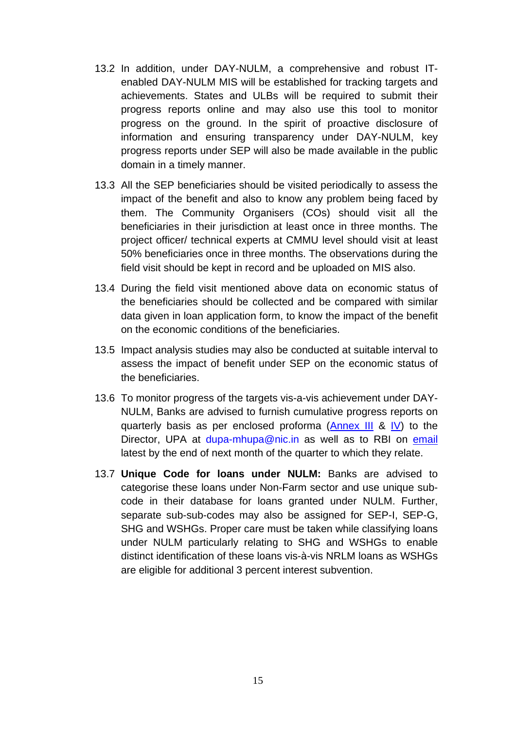13.2 In addition, under DAY-NULM, a comprehensive and robust IT-enabled DAY-NULM MIS will be established for tracking targets and achievements. States and ULBs will be required to submit their progress reports online and may also use this tool to monitor progress on the ground. In the spirit of proactive disclosure of information and ensuring transparency under DAY-NULM, key progress reports under SEP will also be made available in the public domain in a timely manner.

13.3 All the SEP beneficiaries should be visited periodically to assess the impact of the benefit and also to know any problem being faced by them. The Community Organisers (COs) should visit all the beneficiaries in their jurisdiction at least once in three months. The project officer/ technical experts at CMMU level should visit at least 50% beneficiaries once in three months. The observations during the field visit should be kept in record and be uploaded on MIS also.

13.4 During the field visit mentioned above data on economic status of the beneficiaries should be collected and be compared with similar data given in loan application form, to know the impact of the benefit on the economic conditions of the beneficiaries.

13.5 Impact analysis studies may also be conducted at suitable interval to assess the impact of benefit under SEP on the economic status of the beneficiaries.

13.6 To monitor progress of the targets vis-a-vis achievement under DAY-NULM, Banks are advised to furnish cumulative progress reports on quarterly basis as per enclosed proforma (Annex III & IV) to the Director, UPA at dupa-mhupa@nic.in as well as to RBI on email latest by the end of next month of the quarter to which they relate.

13.7 **Unique Code for loans under NULM:** Banks are advised to categorise these loans under Non-Farm sector and use unique sub-code in their database for loans granted under NULM. Further, separate sub-sub-codes may also be assigned for SEP-I, SEP-G, SHG and WSHGs. Proper care must be taken while classifying loans under NULM particularly relating to SHG and WSHGs to enable distinct identification of these loans vis-à-vis NRLM loans as WSHGs are eligible for additional 3 percent interest subvention.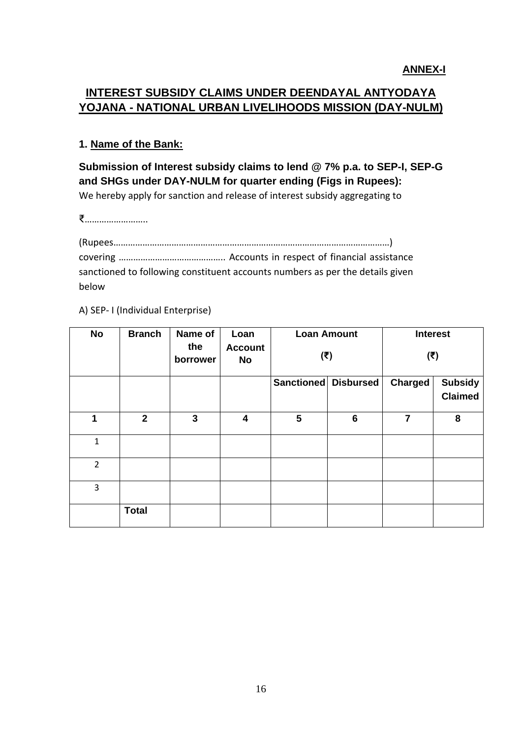**ANNEX-I**

# INTEREST SUBSIDY CLAIMS UNDER DEENDAYAL ANTYODAYA YOJANA - NATIONAL URBAN LIVELIHOODS MISSION (DAY-NULM)

**1. Name of the Bank:**

**Submission of Interest subsidy claims to lend @ 7% p.a. to SEP-I, SEP-G and SHGs under DAY-NULM for quarter ending (Figs in Rupees):**

We hereby apply for sanction and release of interest subsidy aggregating to

₹……………………..

(Rupees…………………………………………………………………………………………………)
covering …………………………………….. Accounts in respect of financial assistance sanctioned to following constituent accounts numbers as per the details given below

A) SEP- I (Individual Enterprise)

| No | Branch | Name of the borrower | Loan Account No | Loan Amount (₹) | | Interest (₹) | |
|---|---|---|---|---|---|---|---|
| | | | | Sanctioned | Disbursed | Charged | Subsidy Claimed |
| 1 | 2 | 3 | 4 | 5 | 6 | 7 | 8 |
| 1 | | | | | | | |
| 2 | | | | | | | |
| 3 | | | | | | | |
| | Total | | | | | | |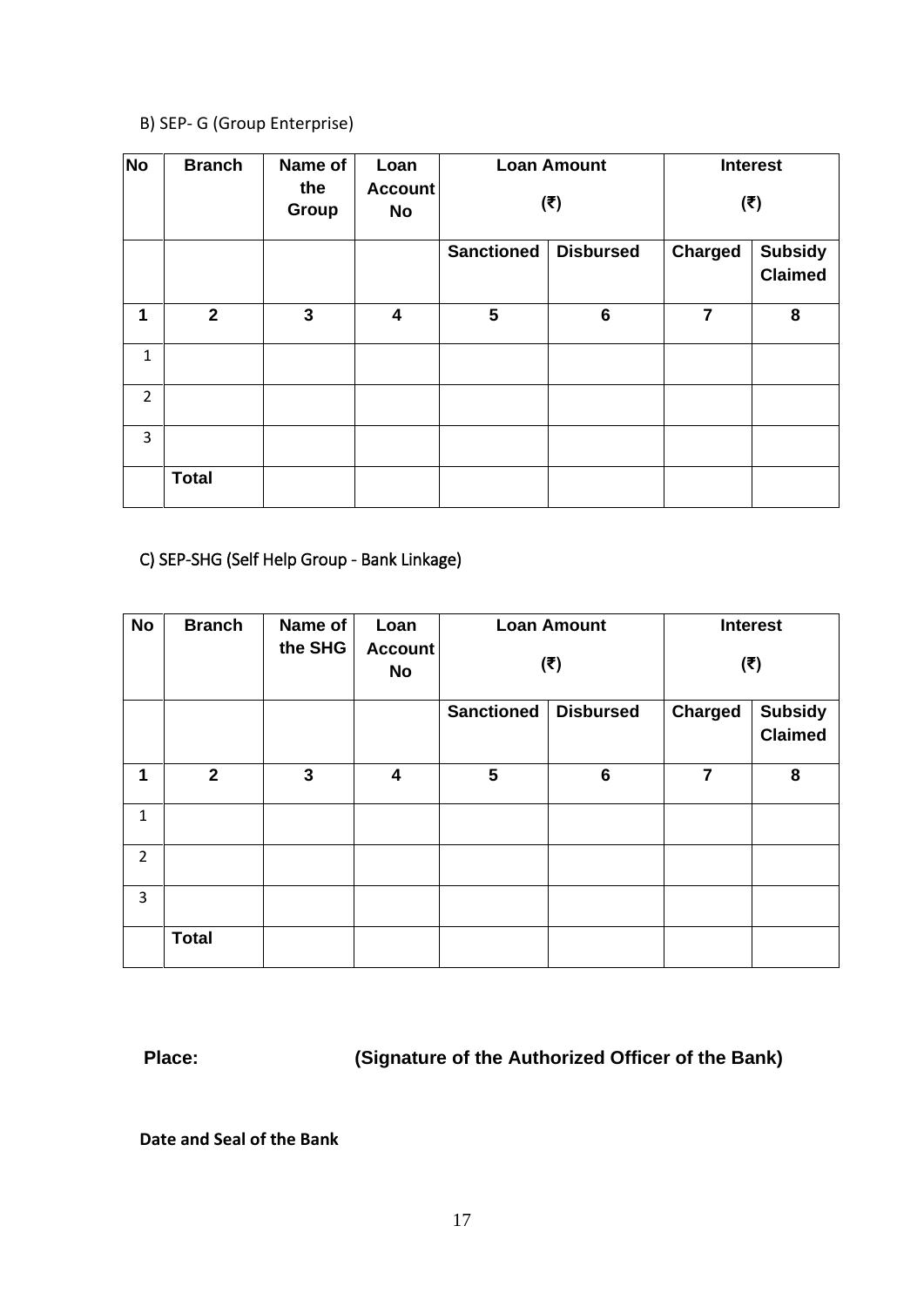B) SEP- G (Group Enterprise)

| No | Branch | Name of the Group | Loan Account No | Loan Amount (₹) | | Interest (₹) | |
|---|---|---|---|---|---|---|---|
| | | | | Sanctioned | Disbursed | Charged | Subsidy Claimed |
| 1 | 2 | 3 | 4 | 5 | 6 | 7 | 8 |
| 1 | | | | | | | |
| 2 | | | | | | | |
| 3 | | | | | | | |
| | Total | | | | | | |

C) SEP-SHG (Self Help Group - Bank Linkage)

| No | Branch | Name of the SHG | Loan Account No | Loan Amount (₹) | | Interest (₹) | |
|---|---|---|---|---|---|---|---|
| | | | | Sanctioned | Disbursed | Charged | Subsidy Claimed |
| 1 | 2 | 3 | 4 | 5 | 6 | 7 | 8 |
| 1 | | | | | | | |
| 2 | | | | | | | |
| 3 | | | | | | | |
| | Total | | | | | | |

**Place:** **(Signature of the Authorized Officer of the Bank)**

**Date and Seal of the Bank**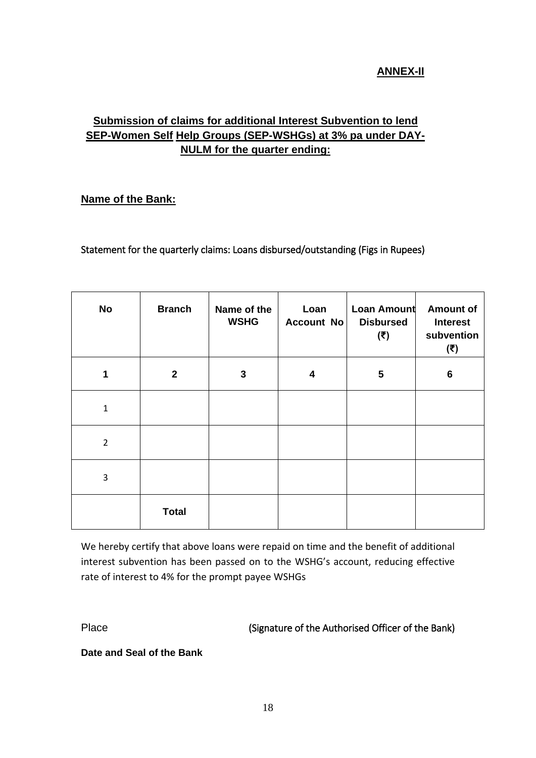**ANNEX-II**

## Submission of claims for additional Interest Subvention to lend SEP-Women Self Help Groups (SEP-WSHGs) at 3% pa under DAY-NULM for the quarter ending:

**Name of the Bank:**

Statement for the quarterly claims: Loans disbursed/outstanding (Figs in Rupees)

| No | Branch | Name of the WSHG | Loan Account No | Loan Amount Disbursed (₹) | Amount of Interest subvention (₹) |
|---|---|---|---|---|---|
| **1** | **2** | **3** | **4** | **5** | **6** |
| 1 | | | | | |
| 2 | | | | | |
| 3 | | | | | |
| | **Total** | | | | |

We hereby certify that above loans were repaid on time and the benefit of additional interest subvention has been passed on to the WSHG's account, reducing effective rate of interest to 4% for the prompt payee WSHGs

Place (Signature of the Authorised Officer of the Bank)

**Date and Seal of the Bank**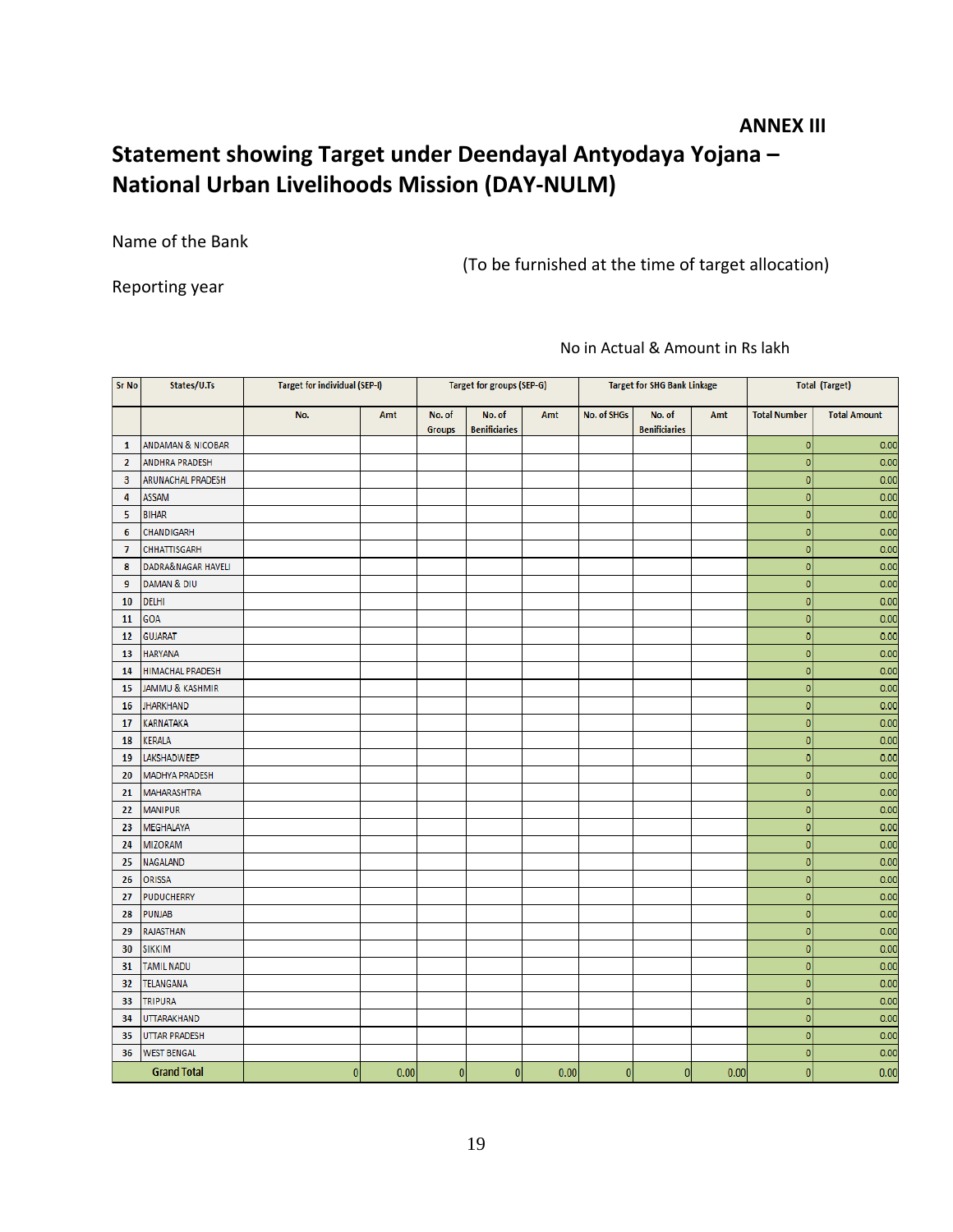**ANNEX III**

# Statement showing Target under Deendayal Antyodaya Yojana – National Urban Livelihoods Mission (DAY-NULM)

Name of the Bank

(To be furnished at the time of target allocation)

Reporting year

No in Actual & Amount in Rs lakh

| Sr No | States/U.Ts | Target for individual (SEP-I) | | Target for groups (SEP-G) | | | Target for SHG Bank Linkage | | | Total (Target) | |
|---|---|---|---|---|---|---|---|---|---|---|---|
| | | No. | Amt | No. of Groups | No. of Benificiaries | Amt | No. of SHGs | No. of Benificiaries | Amt | Total Number | Total Amount |
| 1 | ANDAMAN & NICOBAR | | | | | | | | | 0 | 0.00 |
| 2 | ANDHRA PRADESH | | | | | | | | | 0 | 0.00 |
| 3 | ARUNACHAL PRADESH | | | | | | | | | 0 | 0.00 |
| 4 | ASSAM | | | | | | | | | 0 | 0.00 |
| 5 | BIHAR | | | | | | | | | 0 | 0.00 |
| 6 | CHANDIGARH | | | | | | | | | 0 | 0.00 |
| 7 | CHHATTISGARH | | | | | | | | | 0 | 0.00 |
| 8 | DADRA&NAGAR HAVELI | | | | | | | | | 0 | 0.00 |
| 9 | DAMAN & DIU | | | | | | | | | 0 | 0.00 |
| 10 | DELHI | | | | | | | | | 0 | 0.00 |
| 11 | GOA | | | | | | | | | 0 | 0.00 |
| 12 | GUJARAT | | | | | | | | | 0 | 0.00 |
| 13 | HARYANA | | | | | | | | | 0 | 0.00 |
| 14 | HIMACHAL PRADESH | | | | | | | | | 0 | 0.00 |
| 15 | JAMMU & KASHMIR | | | | | | | | | 0 | 0.00 |
| 16 | JHARKHAND | | | | | | | | | 0 | 0.00 |
| 17 | KARNATAKA | | | | | | | | | 0 | 0.00 |
| 18 | KERALA | | | | | | | | | 0 | 0.00 |
| 19 | LAKSHADWEEP | | | | | | | | | 0 | 0.00 |
| 20 | MADHYA PRADESH | | | | | | | | | 0 | 0.00 |
| 21 | MAHARASHTRA | | | | | | | | | 0 | 0.00 |
| 22 | MANIPUR | | | | | | | | | 0 | 0.00 |
| 23 | MEGHALAYA | | | | | | | | | 0 | 0.00 |
| 24 | MIZORAM | | | | | | | | | 0 | 0.00 |
| 25 | NAGALAND | | | | | | | | | 0 | 0.00 |
| 26 | ORISSA | | | | | | | | | 0 | 0.00 |
| 27 | PUDUCHERRY | | | | | | | | | 0 | 0.00 |
| 28 | PUNJAB | | | | | | | | | 0 | 0.00 |
| 29 | RAJASTHAN | | | | | | | | | 0 | 0.00 |
| 30 | SIKKIM | | | | | | | | | 0 | 0.00 |
| 31 | TAMIL NADU | | | | | | | | | 0 | 0.00 |
| 32 | TELANGANA | | | | | | | | | 0 | 0.00 |
| 33 | TRIPURA | | | | | | | | | 0 | 0.00 |
| 34 | UTTARAKHAND | | | | | | | | | 0 | 0.00 |
| 35 | UTTAR PRADESH | | | | | | | | | 0 | 0.00 |
| 36 | WEST BENGAL | | | | | | | | | 0 | 0.00 |
| | Grand Total | 0 | 0.00 | 0 | 0 | 0.00 | 0 | 0 | 0.00 | 0 | 0.00 |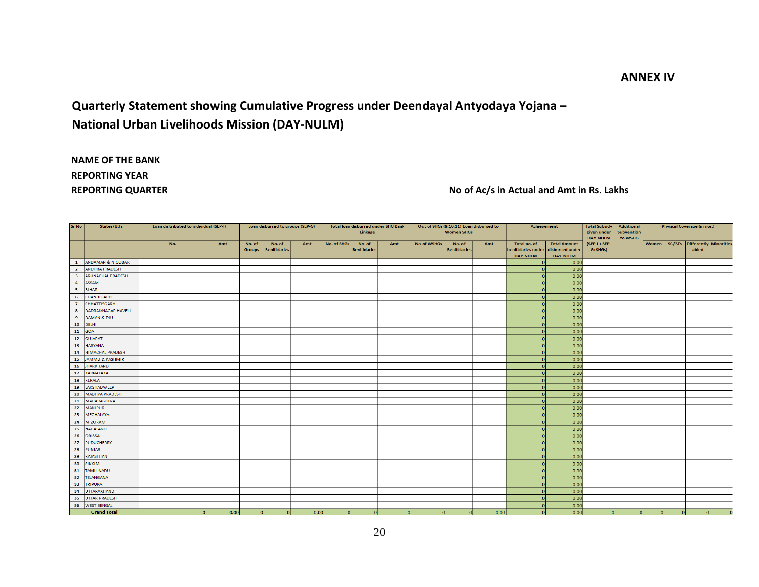**ANNEX IV**

## Quarterly Statement showing Cumulative Progress under Deendayal Antyodaya Yojana – National Urban Livelihoods Mission (DAY-NULM)

**NAME OF THE BANK**

**REPORTING YEAR**

**REPORTING QUARTER**

**No of Ac/s in Actual and Amt in Rs. Lakhs**

| Sr No | States/U.Ts | Loan distributed to individual (SEP-I) | | Loan disbursed to groups (SEP-G) | | | Total loan disbursed under SHG Bank Linkage | | | Out of SHGs (9,10,11) Loan disbursed to Women SHGs | | | Achievement | | Total Subsidy given under DAY-NULM | Additional Subvention to WSHG | Physical Coverage (in nos.) | | | |
|---|---|---|---|---|---|---|---|---|---|---|---|---|---|---|---|---|---|---|---|---|
| | | No. | Amt | No. of Groups | No. of Benificiaries | Amt | No. of SHGs | No. of Benificiaries | Amt | No of WSHGs | No. of Benificiaries | Amt | Total no. of benificiaries under DAY-NULM | Total Amount disbursed under DAY-NULM | (SEP-I + SEP-G+SHGs) | | Women | SC/STs | Differently abled | Minorities |
| 1 | ANDAMAN & NICOBAR | | | | | | | | | | | | 0 | 0.00 | | | | | | |
| 2 | ANDHRA PRADESH | | | | | | | | | | | | 0 | 0.00 | | | | | | |
| 3 | ARUNACHAL PRADESH | | | | | | | | | | | | 0 | 0.00 | | | | | | |
| 4 | ASSAM | | | | | | | | | | | | 0 | 0.00 | | | | | | |
| 5 | BIHAR | | | | | | | | | | | | 0 | 0.00 | | | | | | |
| 6 | CHANDIGARH | | | | | | | | | | | | 0 | 0.00 | | | | | | |
| 7 | CHHATTISGARH | | | | | | | | | | | | 0 | 0.00 | | | | | | |
| 8 | DADRA&NAGAR HAVELI | | | | | | | | | | | | 0 | 0.00 | | | | | | |
| 9 | DAMAN & DIU | | | | | | | | | | | | 0 | 0.00 | | | | | | |
| 10 | DELHI | | | | | | | | | | | | 0 | 0.00 | | | | | | |
| 11 | GOA | | | | | | | | | | | | 0 | 0.00 | | | | | | |
| 12 | GUJARAT | | | | | | | | | | | | 0 | 0.00 | | | | | | |
| 13 | HARYANA | | | | | | | | | | | | 0 | 0.00 | | | | | | |
| 14 | HIMACHAL PRADESH | | | | | | | | | | | | 0 | 0.00 | | | | | | |
| 15 | JAMMU & KASHMIR | | | | | | | | | | | | 0 | 0.00 | | | | | | |
| 16 | JHARKHAND | | | | | | | | | | | | 0 | 0.00 | | | | | | |
| 17 | KARNATAKA | | | | | | | | | | | | 0 | 0.00 | | | | | | |
| 18 | KERALA | | | | | | | | | | | | 0 | 0.00 | | | | | | |
| 19 | LAKSHADWEEP | | | | | | | | | | | | 0 | 0.00 | | | | | | |
| 20 | MADHYA PRADESH | | | | | | | | | | | | 0 | 0.00 | | | | | | |
| 21 | MAHARASHTRA | | | | | | | | | | | | 0 | 0.00 | | | | | | |
| 22 | MANIPUR | | | | | | | | | | | | 0 | 0.00 | | | | | | |
| 23 | MEGHALAYA | | | | | | | | | | | | 0 | 0.00 | | | | | | |
| 24 | MIZORAM | | | | | | | | | | | | 0 | 0.00 | | | | | | |
| 25 | NAGALAND | | | | | | | | | | | | 0 | 0.00 | | | | | | |
| 26 | ORISSA | | | | | | | | | | | | 0 | 0.00 | | | | | | |
| 27 | PUDUCHERRY | | | | | | | | | | | | 0 | 0.00 | | | | | | |
| 28 | PUNJAB | | | | | | | | | | | | 0 | 0.00 | | | | | | |
| 29 | RAJASTHAN | | | | | | | | | | | | 0 | 0.00 | | | | | | |
| 30 | SIKKIM | | | | | | | | | | | | 0 | 0.00 | | | | | | |
| 31 | TAMIL NADU | | | | | | | | | | | | 0 | 0.00 | | | | | | |
| 32 | TELANGANA | | | | | | | | | | | | 0 | 0.00 | | | | | | |
| 33 | TRIPURA | | | | | | | | | | | | 0 | 0.00 | | | | | | |
| 34 | UTTARAKHAND | | | | | | | | | | | | 0 | 0.00 | | | | | | |
| 35 | UTTAR PRADESH | | | | | | | | | | | | 0 | 0.00 | | | | | | |
| 36 | WEST BENGAL | | | | | | | | | | | | 0 | 0.00 | | | | | | |
| | **Grand Total** | 0 | 0.00 | 0 | 0 | 0.00 | 0 | 0 | 0 | 0 | 0 | 0.00 | 0 | 0.00 | 0 | 0 | 0 | 0 | 0 | 0 |